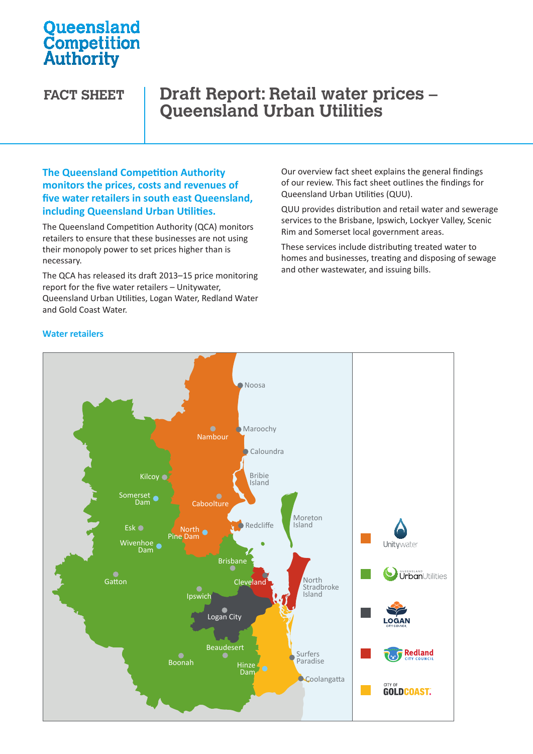Queensland Competition Authority

FACT SHEET

# Draft Report: Retail water prices – Queensland Urban Utilities

**The Queensland Competition Authority monitors the prices, costs and revenues of five water retailers in south east Queensland, including Queensland Urban Utilities.**

The Queensland Competition Authority (QCA) monitors retailers to ensure that these businesses are not using their monopoly power to set prices higher than is necessary.

The QCA has released its draft 2013–15 price monitoring report for the five water retailers – Unitywater, Queensland Urban Utilities, Logan Water, Redland Water and Gold Coast Water.

Our overview fact sheet explains the general findings of our review. This fact sheet outlines the findings for Queensland Urban Utilities (QUU).

QUU provides distribution and retail water and sewerage services to the Brisbane, Ipswich, Lockyer Valley, Scenic Rim and Somerset local government areas.

These services include distributing treated water to homes and businesses, treating and disposing of sewage and other wastewater, and issuing bills.

## Water retailers

Noosa, Maroochy, Nambour, Caloundra, Bribie Island, Kilcoy, Somerset Dam, Caboolture, Moreton Island, Esk, North Pine Dam, Redcliffe, Wivenhoe Dam, Brisbane, Gatton, Cleveland, North Stradbroke Island, Ipswich, Logan City, Beaudesert, Surfers Paradise, Boonah, Hinze Dam, Coolangatta

- Unitywater
- Queensland Urban Utilities
- Logan City Council
- Redland City Council
- City of Gold Coast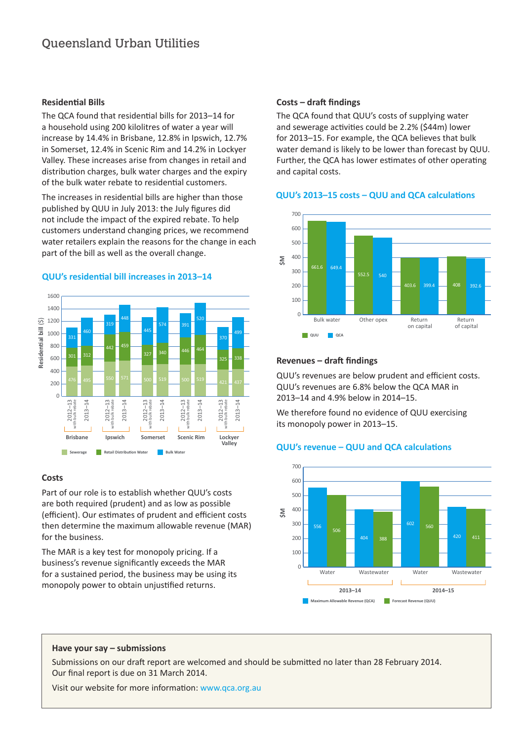## Residential Bills

The QCA found that residential bills for 2013–14 for a household using 200 kilolitres of water a year will increase by 14.4% in Brisbane, 12.8% in Ipswich, 12.7% in Somerset, 12.4% in Scenic Rim and 14.2% in Lockyer Valley. These increases arise from changes in retail and distribution charges, bulk water charges and the expiry of the bulk water rebate to residential customers.

The increases in residential bills are higher than those published by QUU in July 2013: the July figures did not include the impact of the expired rebate. To help customers understand changing prices, we recommend water retailers explain the reasons for the change in each part of the bill as well as the overall change.

### QUU's residential bill increases in 2013–14

Residential bill ($)

1600
1400
1200
1000
800
600
400
200
0

Brisbane: 2012–13 with bulk rebate: 476, 301, 331; 2013–14: 495, 312, 460
Ipswich: 2012–13 with bulk rebate: 550, 442, 319; 2013–14: 571, 459, 448
Somerset: 2012–13 with bulk rebate: 500, 327, 445; 2013–14: 519, 340, 574
Scenic Rim: 2012–13 with bulk rebate: 500, 446, 391; 2013–14: 519, 464, 520
Lockyer Valley: 2012–13 with bulk rebate: 421, 325, 370; 2013–14: 437, 338, 499

Sewerage | Retail Distribution Water | Bulk Water

## Costs

Part of our role is to establish whether QUU's costs are both required (prudent) and as low as possible (efficient). Our estimates of prudent and efficient costs then determine the maximum allowable revenue (MAR) for the business.

The MAR is a key test for monopoly pricing. If a business's revenue significantly exceeds the MAR for a sustained period, the business may be using its monopoly power to obtain unjustified returns.

## Costs – draft findings

The QCA found that QUU's costs of supplying water and sewerage activities could be 2.2% ($44m) lower for 2013–15. For example, the QCA believes that bulk water demand is likely to be lower than forecast by QUU. Further, the QCA has lower estimates of other operating and capital costs.

### QUU's 2013–15 costs – QUU and QCA calculations

$M

700
600
500
400
300
200
100
0

Bulk water: 661.6, 649.4
Other opex: 552.5, 540
Return on capital: 403.6, 399.4
Return of capital: 408, 392.6

QUU | QCA

## Revenues – draft findings

QUU's revenues are below prudent and efficient costs. QUU's revenues are 6.8% below the QCA MAR in 2013–14 and 4.9% below in 2014–15.

We therefore found no evidence of QUU exercising its monopoly power in 2013–15.

### QUU's revenue – QUU and QCA calculations

$M

700
600
500
400
300
200
100
0

2013–14: Water: 556, 506; Wastewater: 404, 388
2014–15: Water: 602, 560; Wastewater: 420, 411

Maximum Allowable Revenue (QCA) | Forecast Revenue (QUU)

## Have your say – submissions

Submissions on our draft report are welcomed and should be submitted no later than 28 February 2014. Our final report is due on 31 March 2014.

Visit our website for more information: www.qca.org.au